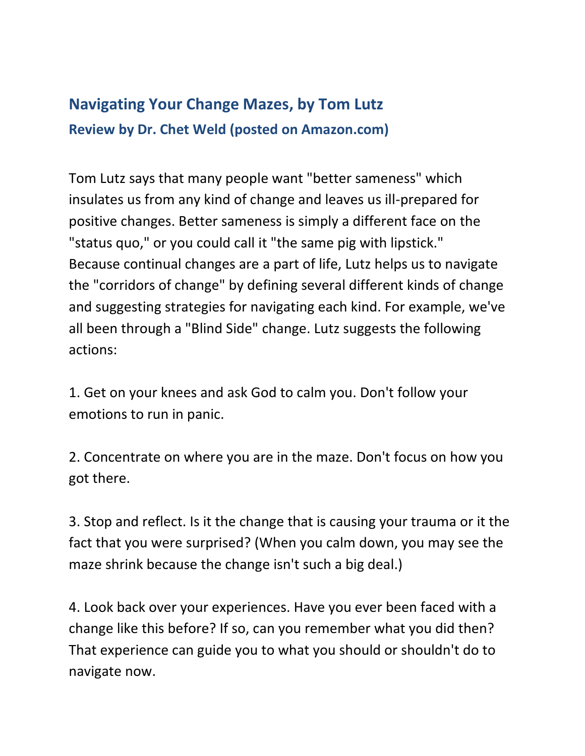## Navigating Your Change Mazes, by Tom Lutz

### Review by Dr. Chet Weld (posted on Amazon.com)

Tom Lutz says that many people want "better sameness" which insulates us from any kind of change and leaves us ill-prepared for positive changes. Better sameness is simply a different face on the "status quo," or you could call it "the same pig with lipstick." Because continual changes are a part of life, Lutz helps us to navigate the "corridors of change" by defining several different kinds of change and suggesting strategies for navigating each kind. For example, we've all been through a "Blind Side" change. Lutz suggests the following actions:

1. Get on your knees and ask God to calm you. Don't follow your emotions to run in panic.

2. Concentrate on where you are in the maze. Don't focus on how you got there.

3. Stop and reflect. Is it the change that is causing your trauma or it the fact that you were surprised? (When you calm down, you may see the maze shrink because the change isn't such a big deal.)

4. Look back over your experiences. Have you ever been faced with a change like this before? If so, can you remember what you did then? That experience can guide you to what you should or shouldn't do to navigate now.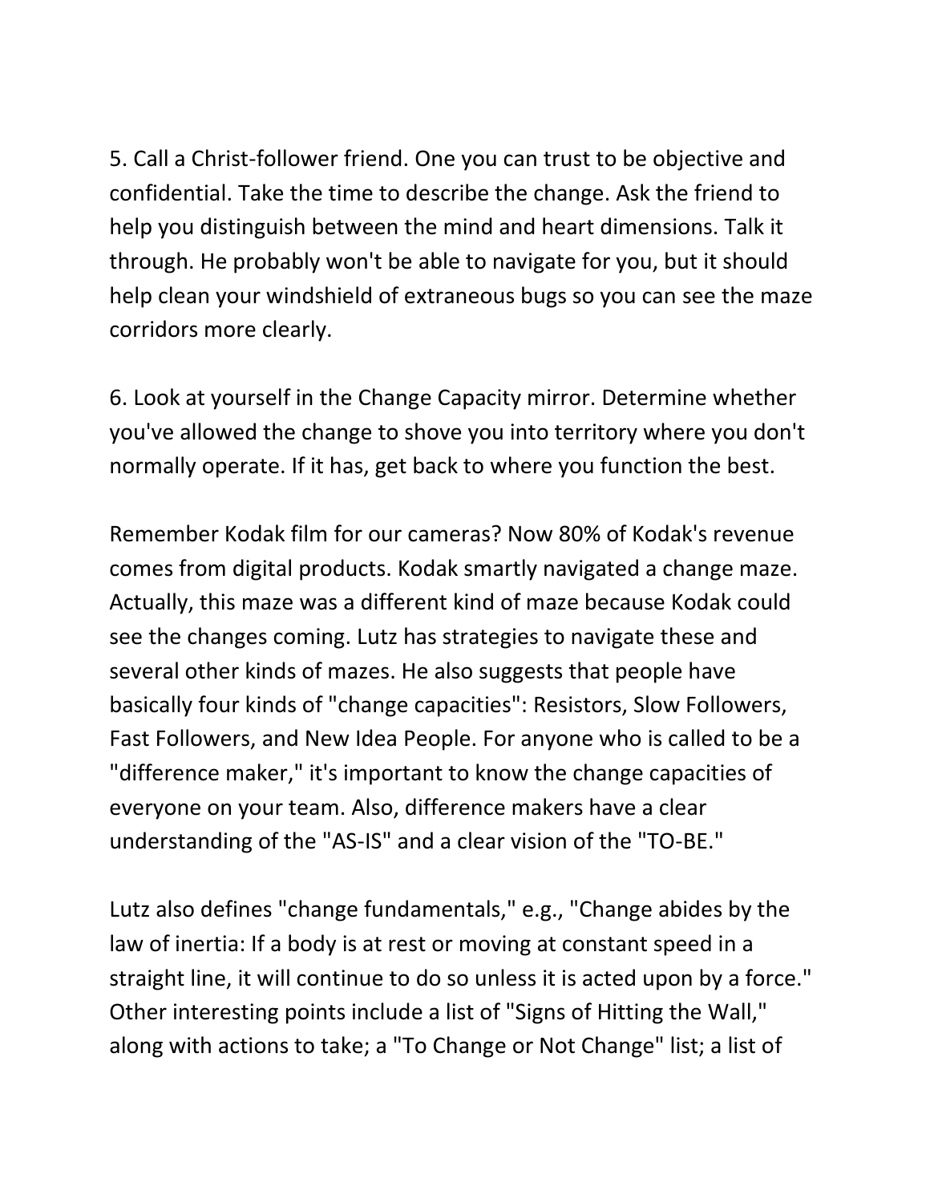5. Call a Christ-follower friend. One you can trust to be objective and confidential. Take the time to describe the change. Ask the friend to help you distinguish between the mind and heart dimensions. Talk it through. He probably won't be able to navigate for you, but it should help clean your windshield of extraneous bugs so you can see the maze corridors more clearly.

6. Look at yourself in the Change Capacity mirror. Determine whether you've allowed the change to shove you into territory where you don't normally operate. If it has, get back to where you function the best.

Remember Kodak film for our cameras? Now 80% of Kodak's revenue comes from digital products. Kodak smartly navigated a change maze. Actually, this maze was a different kind of maze because Kodak could see the changes coming. Lutz has strategies to navigate these and several other kinds of mazes. He also suggests that people have basically four kinds of "change capacities": Resistors, Slow Followers, Fast Followers, and New Idea People. For anyone who is called to be a "difference maker," it's important to know the change capacities of everyone on your team. Also, difference makers have a clear understanding of the "AS-IS" and a clear vision of the "TO-BE."

Lutz also defines "change fundamentals," e.g., "Change abides by the law of inertia: If a body is at rest or moving at constant speed in a straight line, it will continue to do so unless it is acted upon by a force." Other interesting points include a list of "Signs of Hitting the Wall," along with actions to take; a "To Change or Not Change" list; a list of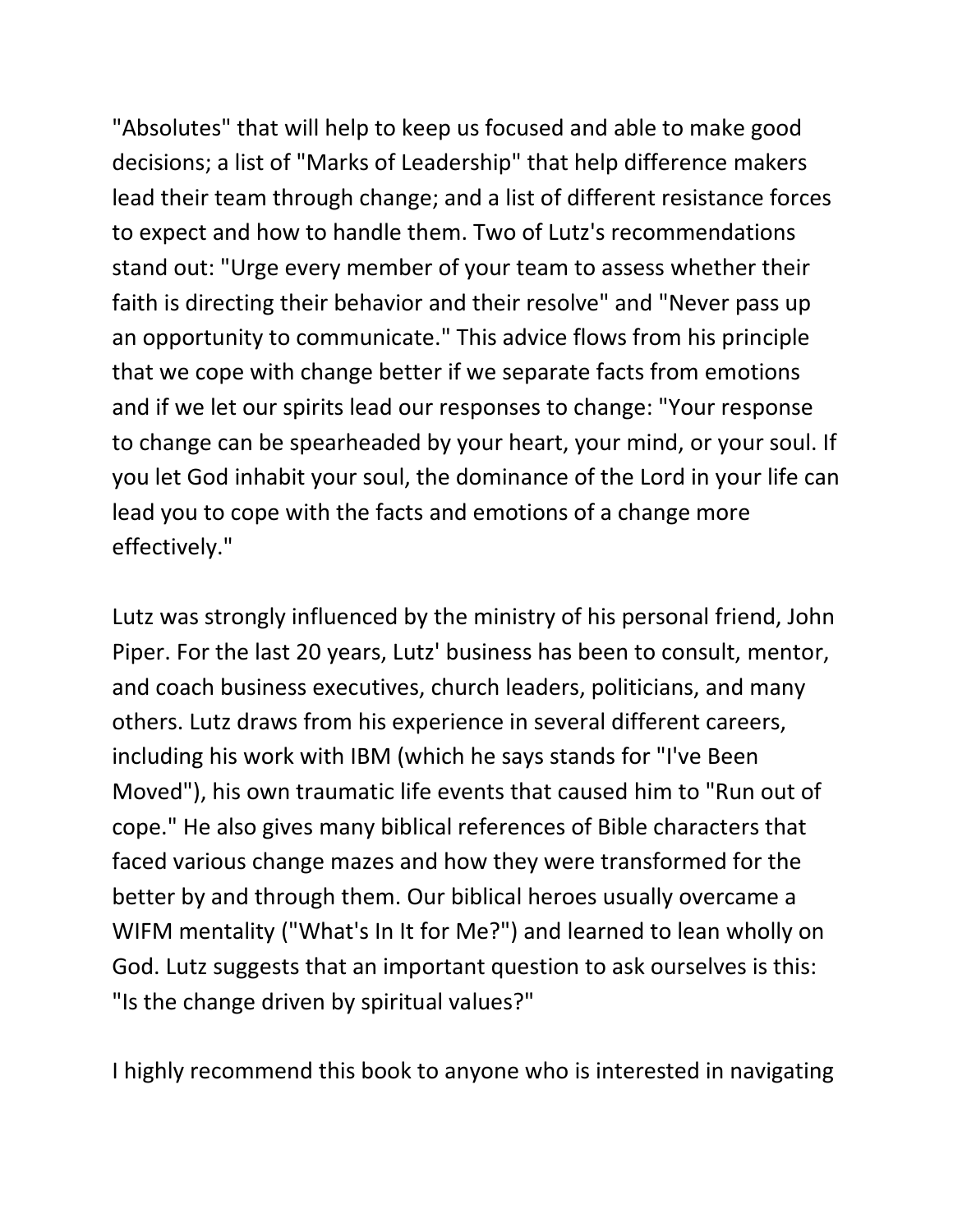"Absolutes" that will help to keep us focused and able to make good decisions; a list of "Marks of Leadership" that help difference makers lead their team through change; and a list of different resistance forces to expect and how to handle them. Two of Lutz's recommendations stand out: "Urge every member of your team to assess whether their faith is directing their behavior and their resolve" and "Never pass up an opportunity to communicate." This advice flows from his principle that we cope with change better if we separate facts from emotions and if we let our spirits lead our responses to change: "Your response to change can be spearheaded by your heart, your mind, or your soul. If you let God inhabit your soul, the dominance of the Lord in your life can lead you to cope with the facts and emotions of a change more effectively."

Lutz was strongly influenced by the ministry of his personal friend, John Piper. For the last 20 years, Lutz' business has been to consult, mentor, and coach business executives, church leaders, politicians, and many others. Lutz draws from his experience in several different careers, including his work with IBM (which he says stands for "I've Been Moved"), his own traumatic life events that caused him to "Run out of cope." He also gives many biblical references of Bible characters that faced various change mazes and how they were transformed for the better by and through them. Our biblical heroes usually overcame a WIFM mentality ("What's In It for Me?") and learned to lean wholly on God. Lutz suggests that an important question to ask ourselves is this: "Is the change driven by spiritual values?"

I highly recommend this book to anyone who is interested in navigating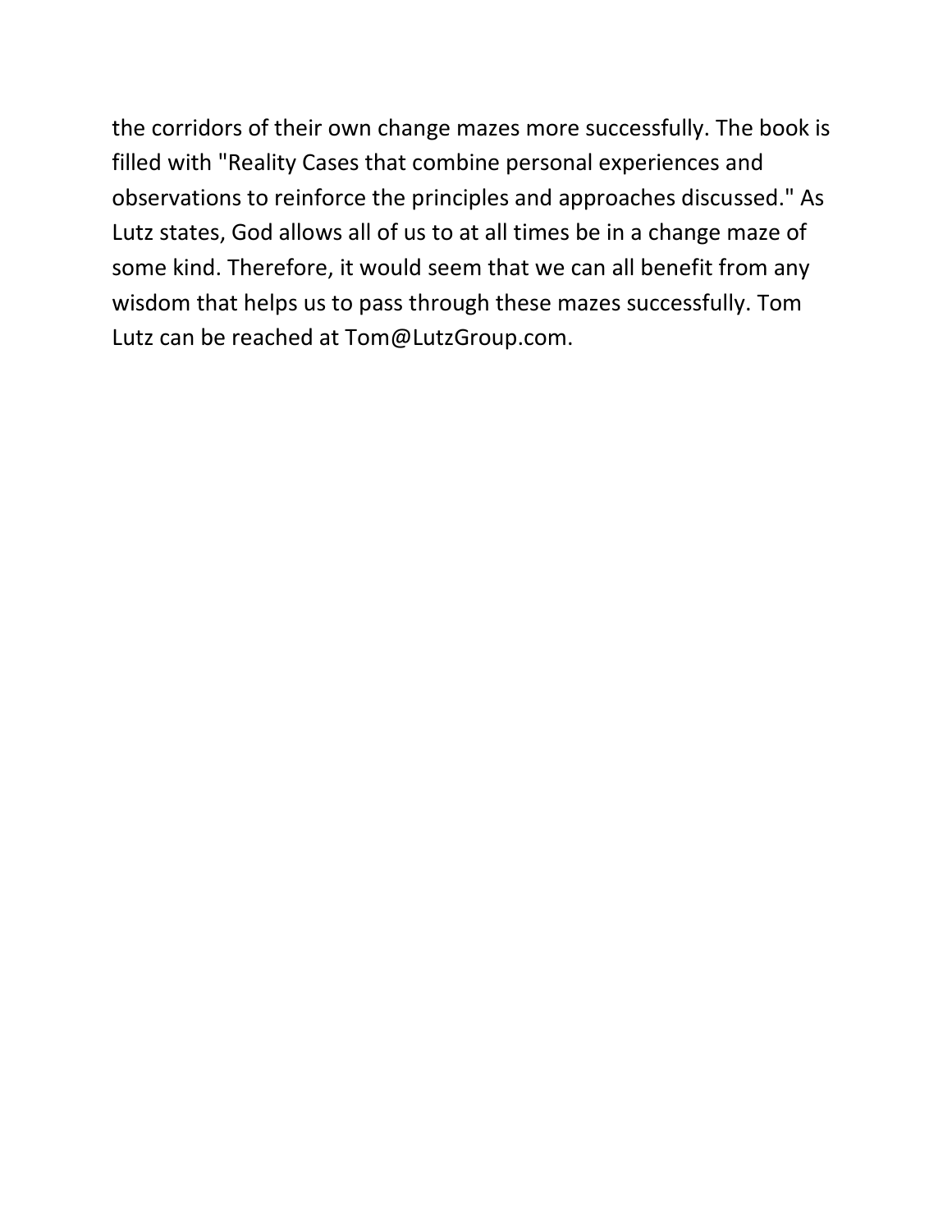the corridors of their own change mazes more successfully. The book is filled with "Reality Cases that combine personal experiences and observations to reinforce the principles and approaches discussed." As Lutz states, God allows all of us to at all times be in a change maze of some kind. Therefore, it would seem that we can all benefit from any wisdom that helps us to pass through these mazes successfully. Tom Lutz can be reached at Tom@LutzGroup.com.